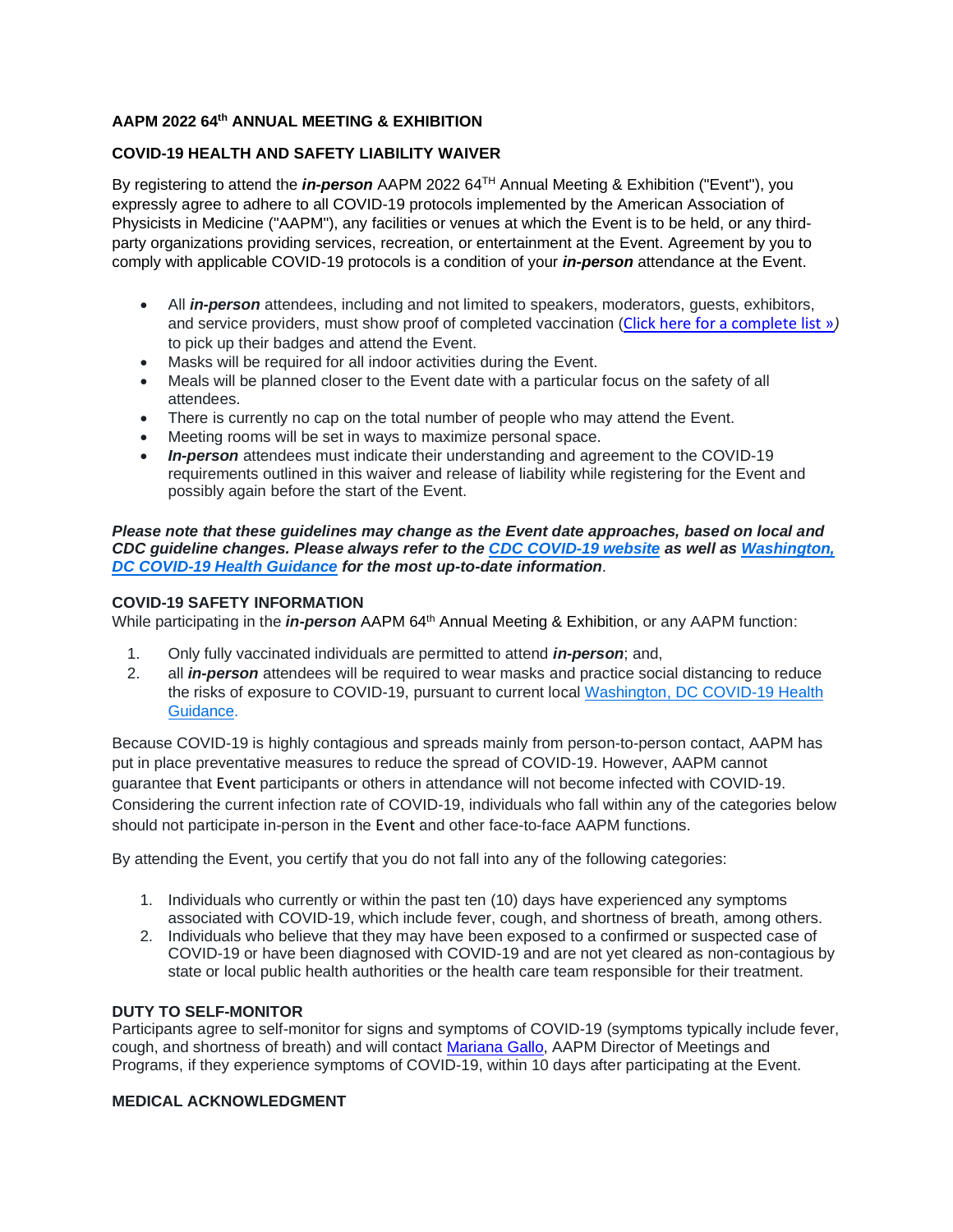**AAPM 2022 64th ANNUAL MEETING & EXHIBITION**

**COVID-19 HEALTH AND SAFETY LIABILITY WAIVER**

By registering to attend the ***in-person*** AAPM 2022 64TH Annual Meeting & Exhibition ("Event"), you expressly agree to adhere to all COVID-19 protocols implemented by the American Association of Physicists in Medicine ("AAPM"), any facilities or venues at which the Event is to be held, or any third-party organizations providing services, recreation, or entertainment at the Event. Agreement by you to comply with applicable COVID-19 protocols is a condition of your ***in-person*** attendance at the Event.

- All ***in-person*** attendees, including and not limited to speakers, moderators, guests, exhibitors, and service providers, must show proof of completed vaccination (Click here for a complete list ») to pick up their badges and attend the Event.
- Masks will be required for all indoor activities during the Event.
- Meals will be planned closer to the Event date with a particular focus on the safety of all attendees.
- There is currently no cap on the total number of people who may attend the Event.
- Meeting rooms will be set in ways to maximize personal space.
- ***In-person*** attendees must indicate their understanding and agreement to the COVID-19 requirements outlined in this waiver and release of liability while registering for the Event and possibly again before the start of the Event.

***Please note that these guidelines may change as the Event date approaches, based on local and CDC guideline changes. Please always refer to the CDC COVID-19 website as well as Washington, DC COVID-19 Health Guidance for the most up-to-date information***.

**COVID-19 SAFETY INFORMATION**

While participating in the ***in-person*** AAPM 64th Annual Meeting & Exhibition, or any AAPM function:

1. Only fully vaccinated individuals are permitted to attend ***in-person***; and,
2. all ***in-person*** attendees will be required to wear masks and practice social distancing to reduce the risks of exposure to COVID-19, pursuant to current local Washington, DC COVID-19 Health Guidance.

Because COVID-19 is highly contagious and spreads mainly from person-to-person contact, AAPM has put in place preventative measures to reduce the spread of COVID-19. However, AAPM cannot guarantee that Event participants or others in attendance will not become infected with COVID-19. Considering the current infection rate of COVID-19, individuals who fall within any of the categories below should not participate in-person in the Event and other face-to-face AAPM functions.

By attending the Event, you certify that you do not fall into any of the following categories:

1. Individuals who currently or within the past ten (10) days have experienced any symptoms associated with COVID-19, which include fever, cough, and shortness of breath, among others.
2. Individuals who believe that they may have been exposed to a confirmed or suspected case of COVID-19 or have been diagnosed with COVID-19 and are not yet cleared as non-contagious by state or local public health authorities or the health care team responsible for their treatment.

**DUTY TO SELF-MONITOR**

Participants agree to self-monitor for signs and symptoms of COVID-19 (symptoms typically include fever, cough, and shortness of breath) and will contact Mariana Gallo, AAPM Director of Meetings and Programs, if they experience symptoms of COVID-19, within 10 days after participating at the Event.

**MEDICAL ACKNOWLEDGMENT**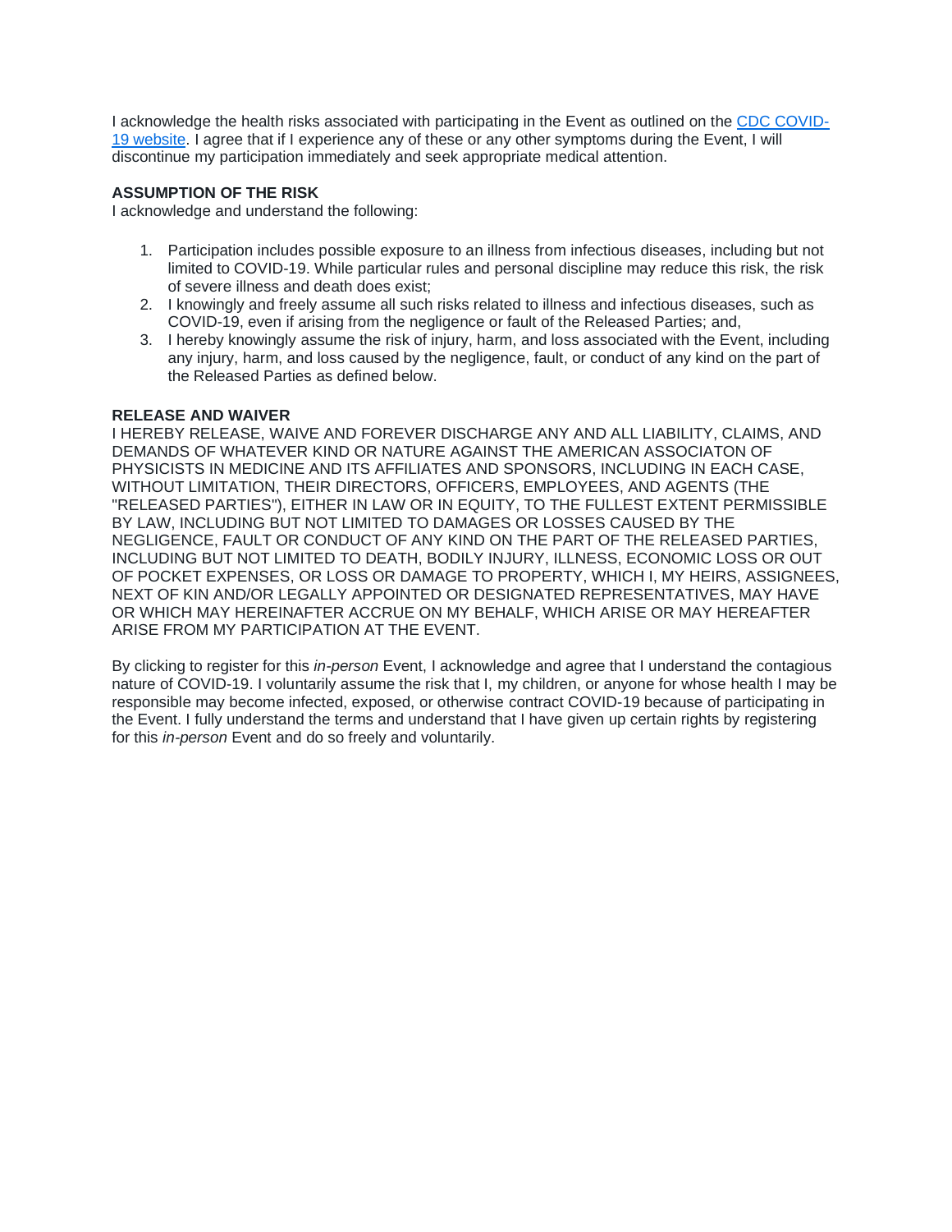I acknowledge the health risks associated with participating in the Event as outlined on the [CDC COVID-19 website](). I agree that if I experience any of these or any other symptoms during the Event, I will discontinue my participation immediately and seek appropriate medical attention.

**ASSUMPTION OF THE RISK**

I acknowledge and understand the following:

1. Participation includes possible exposure to an illness from infectious diseases, including but not limited to COVID-19. While particular rules and personal discipline may reduce this risk, the risk of severe illness and death does exist;
2. I knowingly and freely assume all such risks related to illness and infectious diseases, such as COVID-19, even if arising from the negligence or fault of the Released Parties; and,
3. I hereby knowingly assume the risk of injury, harm, and loss associated with the Event, including any injury, harm, and loss caused by the negligence, fault, or conduct of any kind on the part of the Released Parties as defined below.

**RELEASE AND WAIVER**

I HEREBY RELEASE, WAIVE AND FOREVER DISCHARGE ANY AND ALL LIABILITY, CLAIMS, AND DEMANDS OF WHATEVER KIND OR NATURE AGAINST THE AMERICAN ASSOCIATON OF PHYSICISTS IN MEDICINE AND ITS AFFILIATES AND SPONSORS, INCLUDING IN EACH CASE, WITHOUT LIMITATION, THEIR DIRECTORS, OFFICERS, EMPLOYEES, AND AGENTS (THE "RELEASED PARTIES"), EITHER IN LAW OR IN EQUITY, TO THE FULLEST EXTENT PERMISSIBLE BY LAW, INCLUDING BUT NOT LIMITED TO DAMAGES OR LOSSES CAUSED BY THE NEGLIGENCE, FAULT OR CONDUCT OF ANY KIND ON THE PART OF THE RELEASED PARTIES, INCLUDING BUT NOT LIMITED TO DEATH, BODILY INJURY, ILLNESS, ECONOMIC LOSS OR OUT OF POCKET EXPENSES, OR LOSS OR DAMAGE TO PROPERTY, WHICH I, MY HEIRS, ASSIGNEES, NEXT OF KIN AND/OR LEGALLY APPOINTED OR DESIGNATED REPRESENTATIVES, MAY HAVE OR WHICH MAY HEREINAFTER ACCRUE ON MY BEHALF, WHICH ARISE OR MAY HEREAFTER ARISE FROM MY PARTICIPATION AT THE EVENT.

By clicking to register for this *in-person* Event, I acknowledge and agree that I understand the contagious nature of COVID-19. I voluntarily assume the risk that I, my children, or anyone for whose health I may be responsible may become infected, exposed, or otherwise contract COVID-19 because of participating in the Event. I fully understand the terms and understand that I have given up certain rights by registering for this *in-person* Event and do so freely and voluntarily.